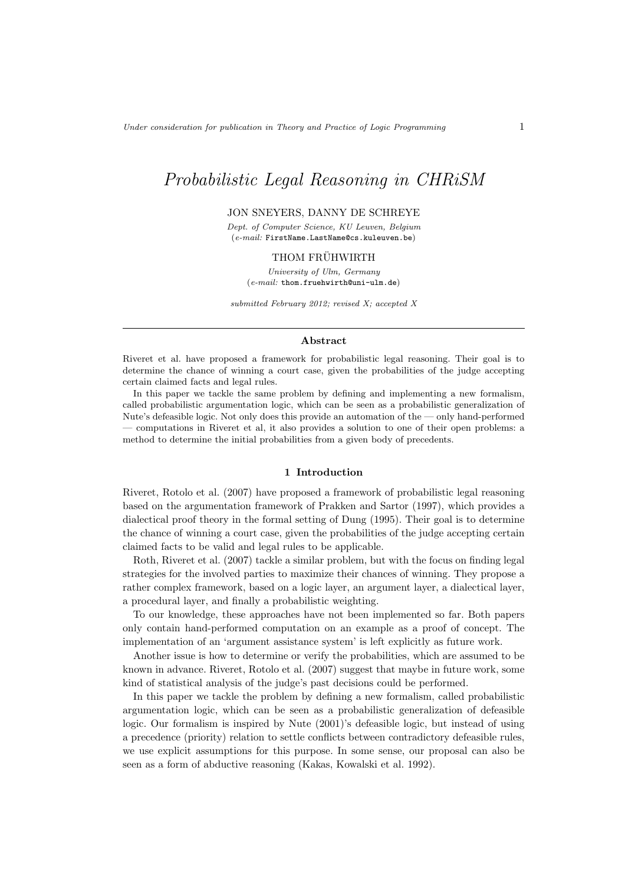# *Probabilistic Legal Reasoning in CHRiSM*

JON SNEYERS, DANNY DE SCHREYE

*Dept. of Computer Science, KU Leuven, Belgium*
(*e-mail:* FirstName.LastName@cs.kuleuven.be)

THOM FRÜHWIRTH

*University of Ulm, Germany*
(*e-mail:* thom.fruehwirth@uni-ulm.de)

*submitted February 2012; revised X; accepted X*

---

### Abstract

Riveret et al. have proposed a framework for probabilistic legal reasoning. Their goal is to determine the chance of winning a court case, given the probabilities of the judge accepting certain claimed facts and legal rules.

In this paper we tackle the same problem by defining and implementing a new formalism, called probabilistic argumentation logic, which can be seen as a probabilistic generalization of Nute's defeasible logic. Not only does this provide an automation of the — only hand-performed — computations in Riveret et al, it also provides a solution to one of their open problems: a method to determine the initial probabilities from a given body of precedents.

## 1 Introduction

Riveret, Rotolo et al. (2007) have proposed a framework of probabilistic legal reasoning based on the argumentation framework of Prakken and Sartor (1997), which provides a dialectical proof theory in the formal setting of Dung (1995). Their goal is to determine the chance of winning a court case, given the probabilities of the judge accepting certain claimed facts to be valid and legal rules to be applicable.

Roth, Riveret et al. (2007) tackle a similar problem, but with the focus on finding legal strategies for the involved parties to maximize their chances of winning. They propose a rather complex framework, based on a logic layer, an argument layer, a dialectical layer, a procedural layer, and finally a probabilistic weighting.

To our knowledge, these approaches have not been implemented so far. Both papers only contain hand-performed computation on an example as a proof of concept. The implementation of an 'argument assistance system' is left explicitly as future work.

Another issue is how to determine or verify the probabilities, which are assumed to be known in advance. Riveret, Rotolo et al. (2007) suggest that maybe in future work, some kind of statistical analysis of the judge's past decisions could be performed.

In this paper we tackle the problem by defining a new formalism, called probabilistic argumentation logic, which can be seen as a probabilistic generalization of defeasible logic. Our formalism is inspired by Nute (2001)'s defeasible logic, but instead of using a precedence (priority) relation to settle conflicts between contradictory defeasible rules, we use explicit assumptions for this purpose. In some sense, our proposal can also be seen as a form of abductive reasoning (Kakas, Kowalski et al. 1992).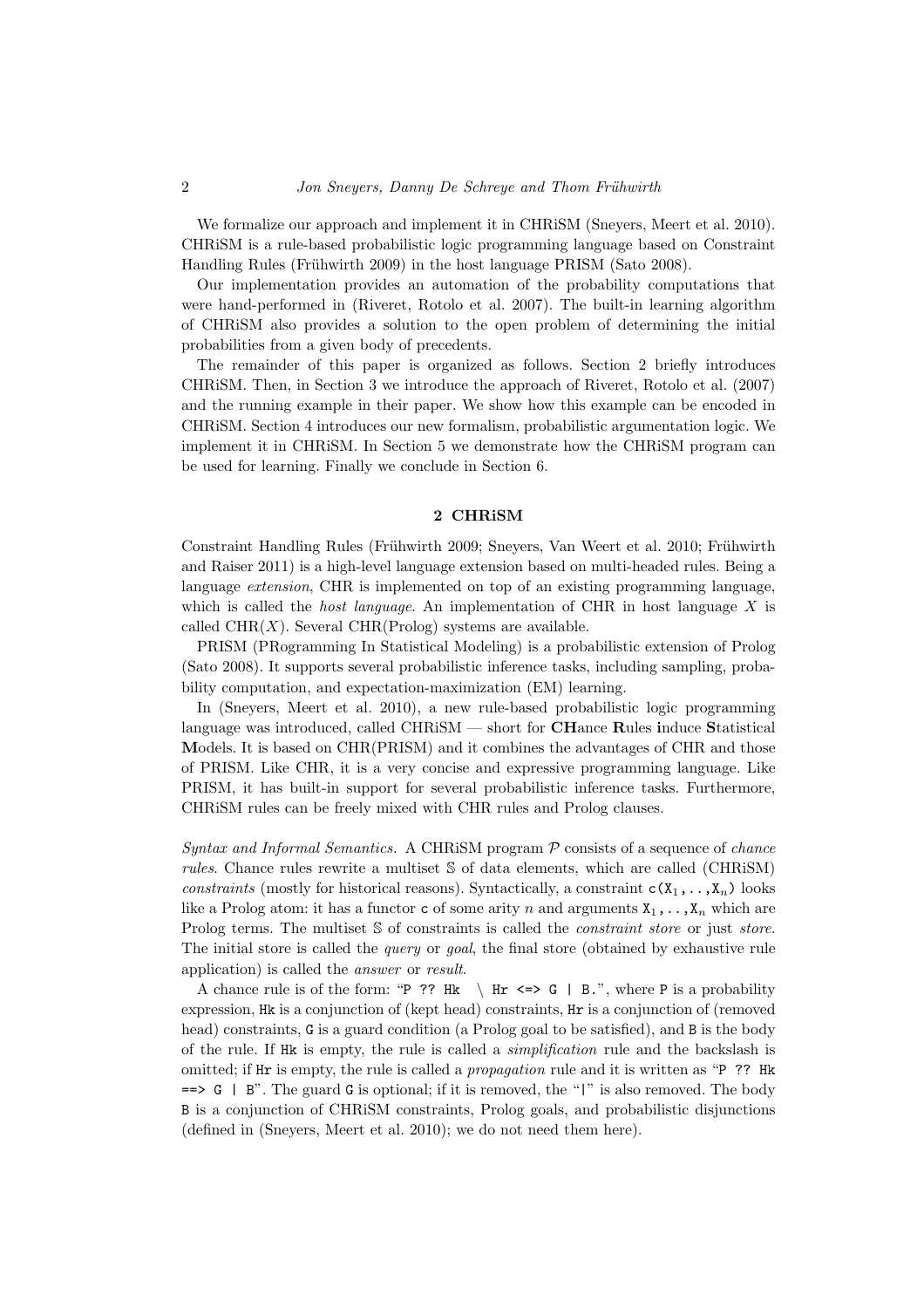We formalize our approach and implement it in CHRiSM (Sneyers, Meert et al. 2010). CHRiSM is a rule-based probabilistic logic programming language based on Constraint Handling Rules (Frühwirth 2009) in the host language PRISM (Sato 2008).

Our implementation provides an automation of the probability computations that were hand-performed in (Riveret, Rotolo et al. 2007). The built-in learning algorithm of CHRiSM also provides a solution to the open problem of determining the initial probabilities from a given body of precedents.

The remainder of this paper is organized as follows. Section 2 briefly introduces CHRiSM. Then, in Section 3 we introduce the approach of Riveret, Rotolo et al. (2007) and the running example in their paper. We show how this example can be encoded in CHRiSM. Section 4 introduces our new formalism, probabilistic argumentation logic. We implement it in CHRiSM. In Section 5 we demonstrate how the CHRiSM program can be used for learning. Finally we conclude in Section 6.

## 2 CHRiSM

Constraint Handling Rules (Frühwirth 2009; Sneyers, Van Weert et al. 2010; Frühwirth and Raiser 2011) is a high-level language extension based on multi-headed rules. Being a language *extension*, CHR is implemented on top of an existing programming language, which is called the *host language*. An implementation of CHR in host language $X$ is called CHR($X$). Several CHR(Prolog) systems are available.

PRISM (PRogramming In Statistical Modeling) is a probabilistic extension of Prolog (Sato 2008). It supports several probabilistic inference tasks, including sampling, probability computation, and expectation-maximization (EM) learning.

In (Sneyers, Meert et al. 2010), a new rule-based probabilistic logic programming language was introduced, called CHRiSM — short for **CH**ance **R**ules **i**nduce **S**tatistical **M**odels. It is based on CHR(PRISM) and it combines the advantages of CHR and those of PRISM. Like CHR, it is a very concise and expressive programming language. Like PRISM, it has built-in support for several probabilistic inference tasks. Furthermore, CHRiSM rules can be freely mixed with CHR rules and Prolog clauses.

*Syntax and Informal Semantics.* A CHRiSM program $\mathcal{P}$ consists of a sequence of *chance rules*. Chance rules rewrite a multiset $\mathbb{S}$ of data elements, which are called (CHRiSM) *constraints* (mostly for historical reasons). Syntactically, a constraint `c(X`$_1$`,..,X`$_n$`)` looks like a Prolog atom: it has a functor `c` of some arity $n$ and arguments `X`$_1$`,..,X`$_n$ which are Prolog terms. The multiset $\mathbb{S}$ of constraints is called the *constraint store* or just *store*. The initial store is called the *query* or *goal*, the final store (obtained by exhaustive rule application) is called the *answer* or *result*.

A chance rule is of the form: "`P ?? Hk \ Hr <=> G | B.`", where `P` is a probability expression, `Hk` is a conjunction of (kept head) constraints, `Hr` is a conjunction of (removed head) constraints, `G` is a guard condition (a Prolog goal to be satisfied), and `B` is the body of the rule. If `Hk` is empty, the rule is called a *simplification* rule and the backslash is omitted; if `Hr` is empty, the rule is called a *propagation* rule and it is written as "`P ?? Hk ==> G | B`". The guard `G` is optional; if it is removed, the "`|`" is also removed. The body `B` is a conjunction of CHRiSM constraints, Prolog goals, and probabilistic disjunctions (defined in (Sneyers, Meert et al. 2010); we do not need them here).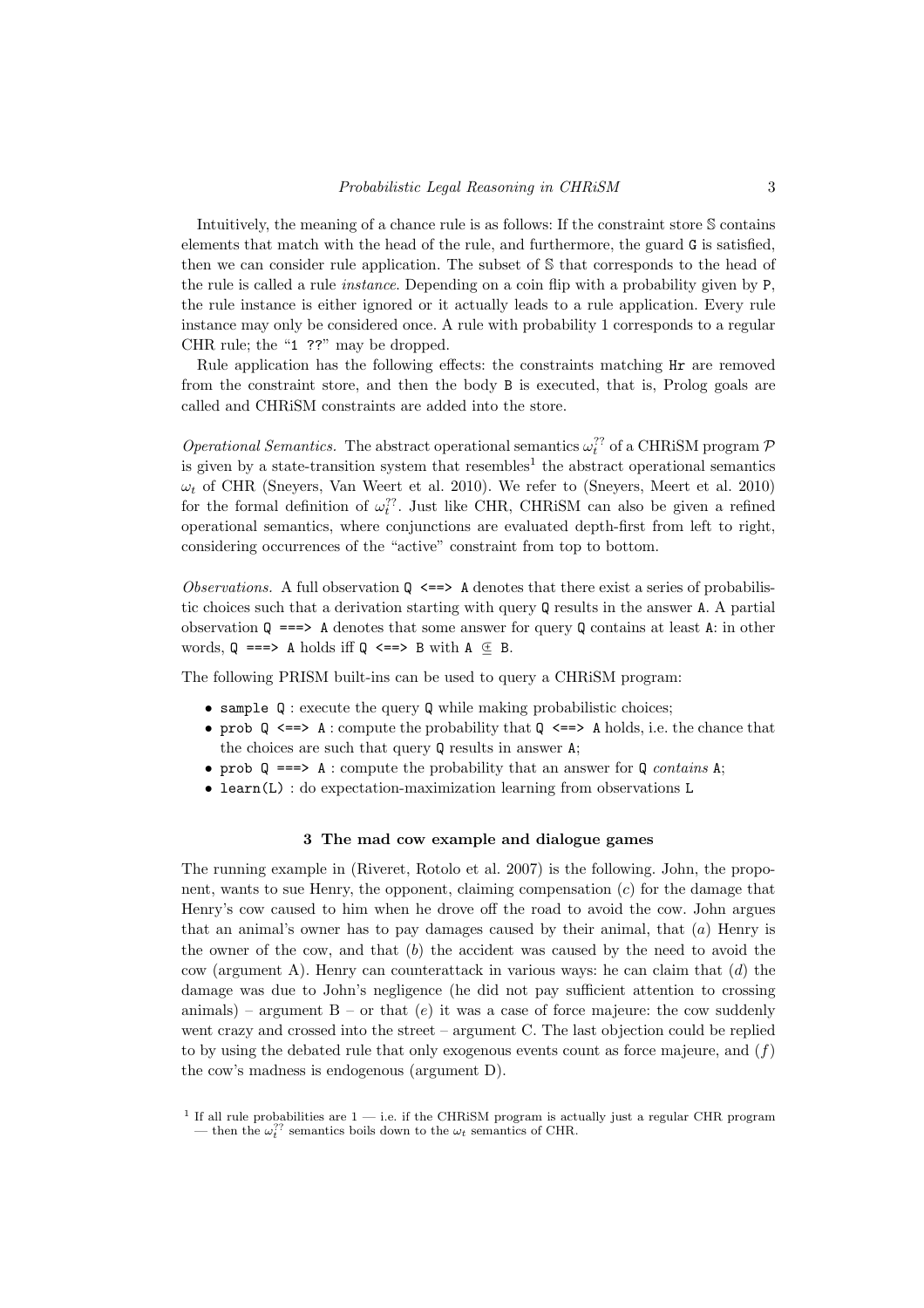Intuitively, the meaning of a chance rule is as follows: If the constraint store $\mathbb{S}$ contains elements that match with the head of the rule, and furthermore, the guard `G` is satisfied, then we can consider rule application. The subset of $\mathbb{S}$ that corresponds to the head of the rule is called a rule *instance*. Depending on a coin flip with a probability given by `P`, the rule instance is either ignored or it actually leads to a rule application. Every rule instance may only be considered once. A rule with probability 1 corresponds to a regular CHR rule; the "`1 ??`" may be dropped.

Rule application has the following effects: the constraints matching `Hr` are removed from the constraint store, and then the body `B` is executed, that is, Prolog goals are called and CHRiSM constraints are added into the store.

*Operational Semantics.* The abstract operational semantics $\omega_t^{??}$ of a CHRiSM program $\mathcal{P}$ is given by a state-transition system that resembles[1] the abstract operational semantics $\omega_t$ of CHR (Sneyers, Van Weert et al. 2010). We refer to (Sneyers, Meert et al. 2010) for the formal definition of $\omega_t^{??}$. Just like CHR, CHRiSM can also be given a refined operational semantics, where conjunctions are evaluated depth-first from left to right, considering occurrences of the "active" constraint from top to bottom.

*Observations.* A full observation `Q <==> A` denotes that there exist a series of probabilistic choices such that a derivation starting with query `Q` results in the answer `A`. A partial observation `Q ===> A` denotes that some answer for query `Q` contains at least `A`: in other words, `Q ===> A` holds iff `Q <==> B` with `A` $\Subset$ `B`.

The following PRISM built-ins can be used to query a CHRiSM program:

- `sample Q` : execute the query `Q` while making probabilistic choices;
- `prob Q <==> A` : compute the probability that `Q <==> A` holds, i.e. the chance that the choices are such that query `Q` results in answer `A`;
- `prob Q ===> A` : compute the probability that an answer for `Q` *contains* `A`;
- `learn(L)` : do expectation-maximization learning from observations `L`

## 3 The mad cow example and dialogue games

The running example in (Riveret, Rotolo et al. 2007) is the following. John, the proponent, wants to sue Henry, the opponent, claiming compensation ($c$) for the damage that Henry's cow caused to him when he drove off the road to avoid the cow. John argues that an animal's owner has to pay damages caused by their animal, that ($a$) Henry is the owner of the cow, and that ($b$) the accident was caused by the need to avoid the cow (argument A). Henry can counterattack in various ways: he can claim that ($d$) the damage was due to John's negligence (he did not pay sufficient attention to crossing animals) – argument B – or that ($e$) it was a case of force majeure: the cow suddenly went crazy and crossed into the street – argument C. The last objection could be replied to by using the debated rule that only exogenous events count as force majeure, and ($f$) the cow's madness is endogenous (argument D).

[1] If all rule probabilities are 1 — i.e. if the CHRiSM program is actually just a regular CHR program — then the $\omega_t^{??}$ semantics boils down to the $\omega_t$ semantics of CHR.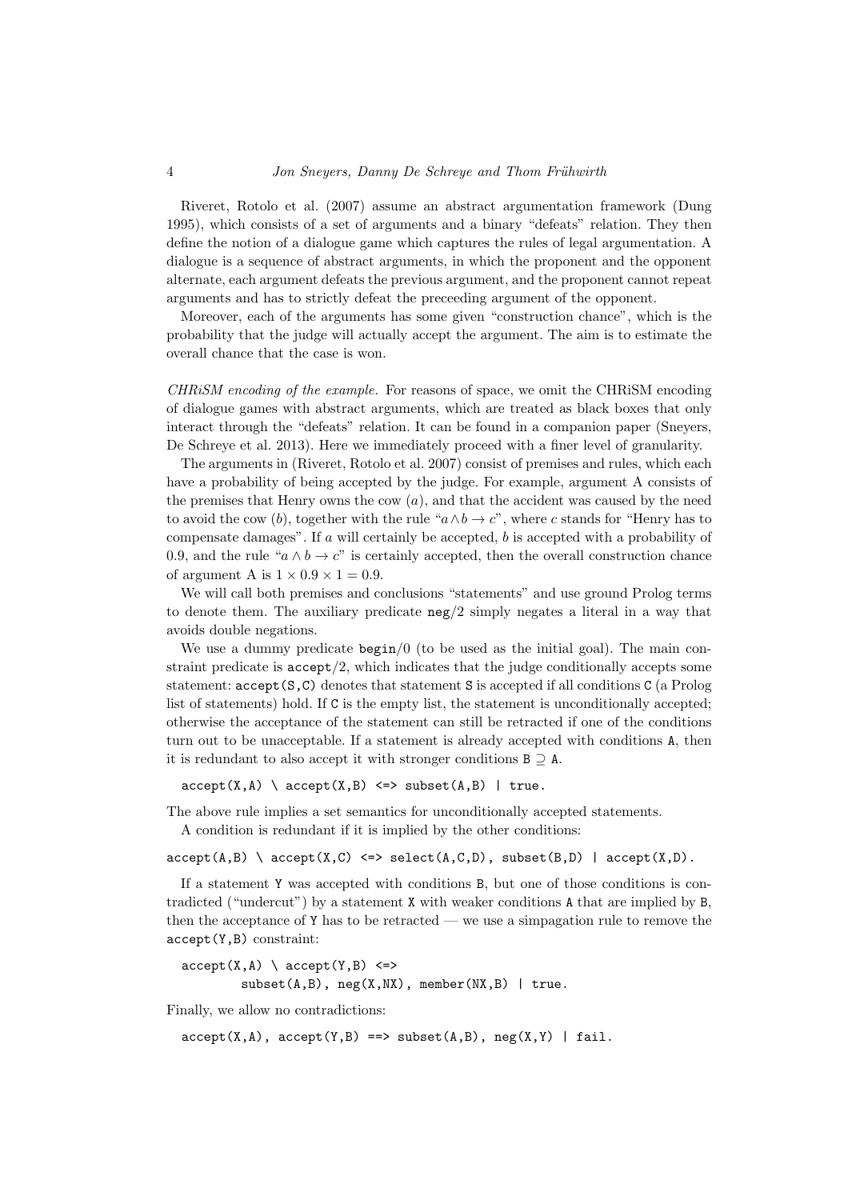Riveret, Rotolo et al. (2007) assume an abstract argumentation framework (Dung 1995), which consists of a set of arguments and a binary "defeats" relation. They then define the notion of a dialogue game which captures the rules of legal argumentation. A dialogue is a sequence of abstract arguments, in which the proponent and the opponent alternate, each argument defeats the previous argument, and the proponent cannot repeat arguments and has to strictly defeat the preceeding argument of the opponent.

Moreover, each of the arguments has some given "construction chance", which is the probability that the judge will actually accept the argument. The aim is to estimate the overall chance that the case is won.

*CHRiSM encoding of the example.* For reasons of space, we omit the CHRiSM encoding of dialogue games with abstract arguments, which are treated as black boxes that only interact through the "defeats" relation. It can be found in a companion paper (Sneyers, De Schreye et al. 2013). Here we immediately proceed with a finer level of granularity.

The arguments in (Riveret, Rotolo et al. 2007) consist of premises and rules, which each have a probability of being accepted by the judge. For example, argument A consists of the premises that Henry owns the cow ($a$), and that the accident was caused by the need to avoid the cow ($b$), together with the rule "$a \wedge b \rightarrow c$", where $c$ stands for "Henry has to compensate damages". If $a$ will certainly be accepted, $b$ is accepted with a probability of 0.9, and the rule "$a \wedge b \rightarrow c$" is certainly accepted, then the overall construction chance of argument A is $1 \times 0.9 \times 1 = 0.9$.

We will call both premises and conclusions "statements" and use ground Prolog terms to denote them. The auxiliary predicate `neg/2` simply negates a literal in a way that avoids double negations.

We use a dummy predicate `begin/0` (to be used as the initial goal). The main constraint predicate is `accept/2`, which indicates that the judge conditionally accepts some statement: `accept(S,C)` denotes that statement `S` is accepted if all conditions `C` (a Prolog list of statements) hold. If `C` is the empty list, the statement is unconditionally accepted; otherwise the acceptance of the statement can still be retracted if one of the conditions turn out to be unacceptable. If a statement is already accepted with conditions `A`, then it is redundant to also accept it with stronger conditions `B` $\supseteq$ `A`.

```
accept(X,A) \ accept(X,B) <=> subset(A,B) | true.
```

The above rule implies a set semantics for unconditionally accepted statements.

A condition is redundant if it is implied by the other conditions:

```
accept(A,B) \ accept(X,C) <=> select(A,C,D), subset(B,D) | accept(X,D).
```

If a statement `Y` was accepted with conditions `B`, but one of those conditions is contradicted ("undercut") by a statement `X` with weaker conditions `A` that are implied by `B`, then the acceptance of `Y` has to be retracted — we use a simpagation rule to remove the `accept(Y,B)` constraint:

```
accept(X,A) \ accept(Y,B) <=>
        subset(A,B), neg(X,NX), member(NX,B) | true.
```

Finally, we allow no contradictions:

```
accept(X,A), accept(Y,B) ==> subset(A,B), neg(X,Y) | fail.
```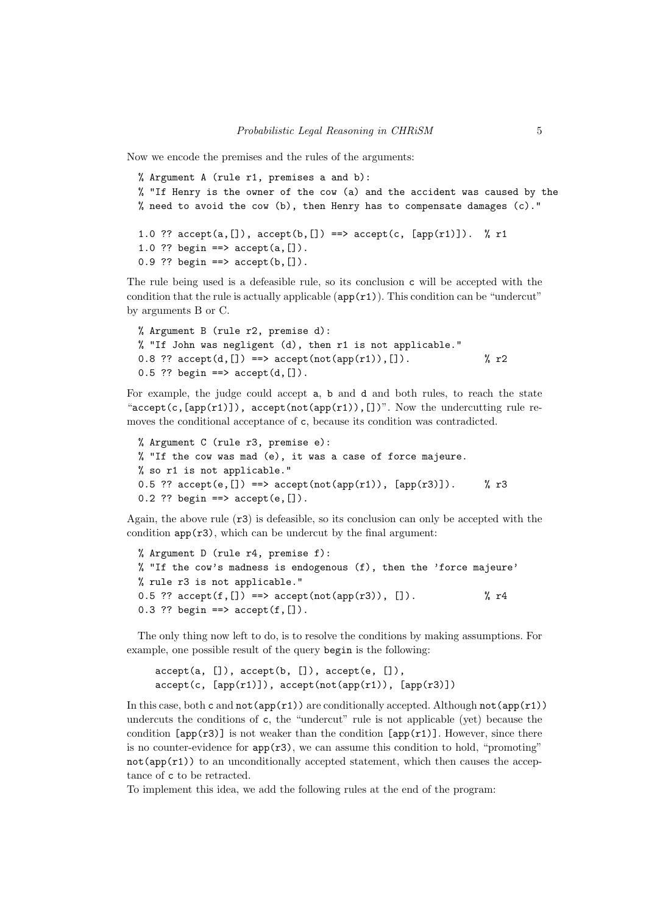Now we encode the premises and the rules of the arguments:

```
% Argument A (rule r1, premises a and b):
% "If Henry is the owner of the cow (a) and the accident was caused by the
% need to avoid the cow (b), then Henry has to compensate damages (c)."

1.0 ?? accept(a,[]), accept(b,[]) ==> accept(c, [app(r1)]).  % r1
1.0 ?? begin ==> accept(a,[]).
0.9 ?? begin ==> accept(b,[]).
```

The rule being used is a defeasible rule, so its conclusion `c` will be accepted with the condition that the rule is actually applicable (`app(r1)`). This condition can be "undercut" by arguments B or C.

```
% Argument B (rule r2, premise d):
% "If John was negligent (d), then r1 is not applicable."
0.8 ?? accept(d,[]) ==> accept(not(app(r1)),[]).            % r2
0.5 ?? begin ==> accept(d,[]).
```

For example, the judge could accept `a`, `b` and `d` and both rules, to reach the state "`accept(c,[app(r1)]), accept(not(app(r1)),[])`". Now the undercutting rule removes the conditional acceptance of `c`, because its condition was contradicted.

```
% Argument C (rule r3, premise e):
% "If the cow was mad (e), it was a case of force majeure.
% so r1 is not applicable."
0.5 ?? accept(e,[]) ==> accept(not(app(r1)), [app(r3)]).     % r3
0.2 ?? begin ==> accept(e,[]).
```

Again, the above rule (`r3`) is defeasible, so its conclusion can only be accepted with the condition `app(r3)`, which can be undercut by the final argument:

```
% Argument D (rule r4, premise f):
% "If the cow's madness is endogenous (f), then the 'force majeure'
% rule r3 is not applicable."
0.5 ?? accept(f,[]) ==> accept(not(app(r3)), []).           % r4
0.3 ?? begin ==> accept(f,[]).
```

The only thing now left to do, is to resolve the conditions by making assumptions. For example, one possible result of the query `begin` is the following:

```
accept(a, []), accept(b, []), accept(e, []),
accept(c, [app(r1)]), accept(not(app(r1)), [app(r3)])
```

In this case, both `c` and `not(app(r1))` are conditionally accepted. Although `not(app(r1))` undercuts the conditions of `c`, the "undercut" rule is not applicable (yet) because the condition `[app(r3)]` is not weaker than the condition `[app(r1)]`. However, since there is no counter-evidence for `app(r3)`, we can assume this condition to hold, "promoting" `not(app(r1))` to an unconditionally accepted statement, which then causes the acceptance of `c` to be retracted.

To implement this idea, we add the following rules at the end of the program: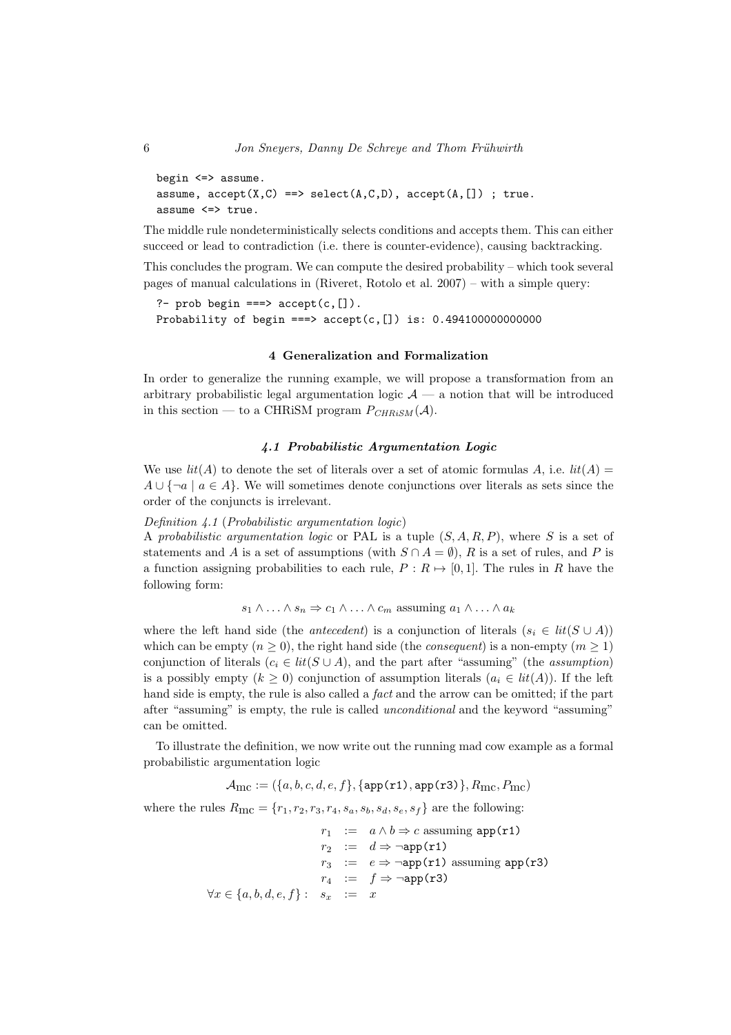```
begin <=> assume.
assume, accept(X,C) ==> select(A,C,D), accept(A,[]) ; true.
assume <=> true.
```

The middle rule nondeterministically selects conditions and accepts them. This can either succeed or lead to contradiction (i.e. there is counter-evidence), causing backtracking.

This concludes the program. We can compute the desired probability – which took several pages of manual calculations in (Riveret, Rotolo et al. 2007) – with a simple query:

```
?- prob begin ===> accept(c,[]).
Probability of begin ===> accept(c,[]) is: 0.494100000000000
```

## 4 Generalization and Formalization

In order to generalize the running example, we will propose a transformation from an arbitrary probabilistic legal argumentation logic $\mathcal{A}$ — a notion that will be introduced in this section — to a CHRiSM program $P_{CHRiSM}(\mathcal{A})$.

### 4.1 Probabilistic Argumentation Logic

We use $lit(A)$ to denote the set of literals over a set of atomic formulas $A$, i.e. $lit(A) = A \cup \{\neg a \mid a \in A\}$. We will sometimes denote conjunctions over literals as sets since the order of the conjuncts is irrelevant.

*Definition 4.1* (*Probabilistic argumentation logic*)
A *probabilistic argumentation logic* or PAL is a tuple $(S, A, R, P)$, where $S$ is a set of statements and $A$ is a set of assumptions (with $S \cap A = \emptyset$), $R$ is a set of rules, and $P$ is a function assigning probabilities to each rule, $P : R \mapsto [0, 1]$. The rules in $R$ have the following form:

$$s_1 \wedge \ldots \wedge s_n \Rightarrow c_1 \wedge \ldots \wedge c_m \text{ assuming } a_1 \wedge \ldots \wedge a_k$$

where the left hand side (the *antecedent*) is a conjunction of literals ($s_i \in lit(S \cup A)$) which can be empty ($n \geq 0$), the right hand side (the *consequent*) is a non-empty ($m \geq 1$) conjunction of literals ($c_i \in lit(S \cup A)$, and the part after "assuming" (the *assumption*) is a possibly empty ($k \geq 0$) conjunction of assumption literals ($a_i \in lit(A)$). If the left hand side is empty, the rule is also called a *fact* and the arrow can be omitted; if the part after "assuming" is empty, the rule is called *unconditional* and the keyword "assuming" can be omitted.

To illustrate the definition, we now write out the running mad cow example as a formal probabilistic argumentation logic

$$\mathcal{A}_{\text{mc}} := (\{a, b, c, d, e, f\}, \{\texttt{app(r1)}, \texttt{app(r3)}\}, R_{\text{mc}}, P_{\text{mc}})$$

where the rules $R_{\text{mc}} = \{r_1, r_2, r_3, r_4, s_a, s_b, s_d, s_e, s_f\}$ are the following:

$$\begin{array}{rrcl}
 & r_1 & := & a \wedge b \Rightarrow c \text{ assuming } \texttt{app(r1)} \\
 & r_2 & := & d \Rightarrow \neg\texttt{app(r1)} \\
 & r_3 & := & e \Rightarrow \neg\texttt{app(r1)} \text{ assuming } \texttt{app(r3)} \\
 & r_4 & := & f \Rightarrow \neg\texttt{app(r3)} \\
\forall x \in \{a, b, d, e, f\} : & s_x & := & x
\end{array}$$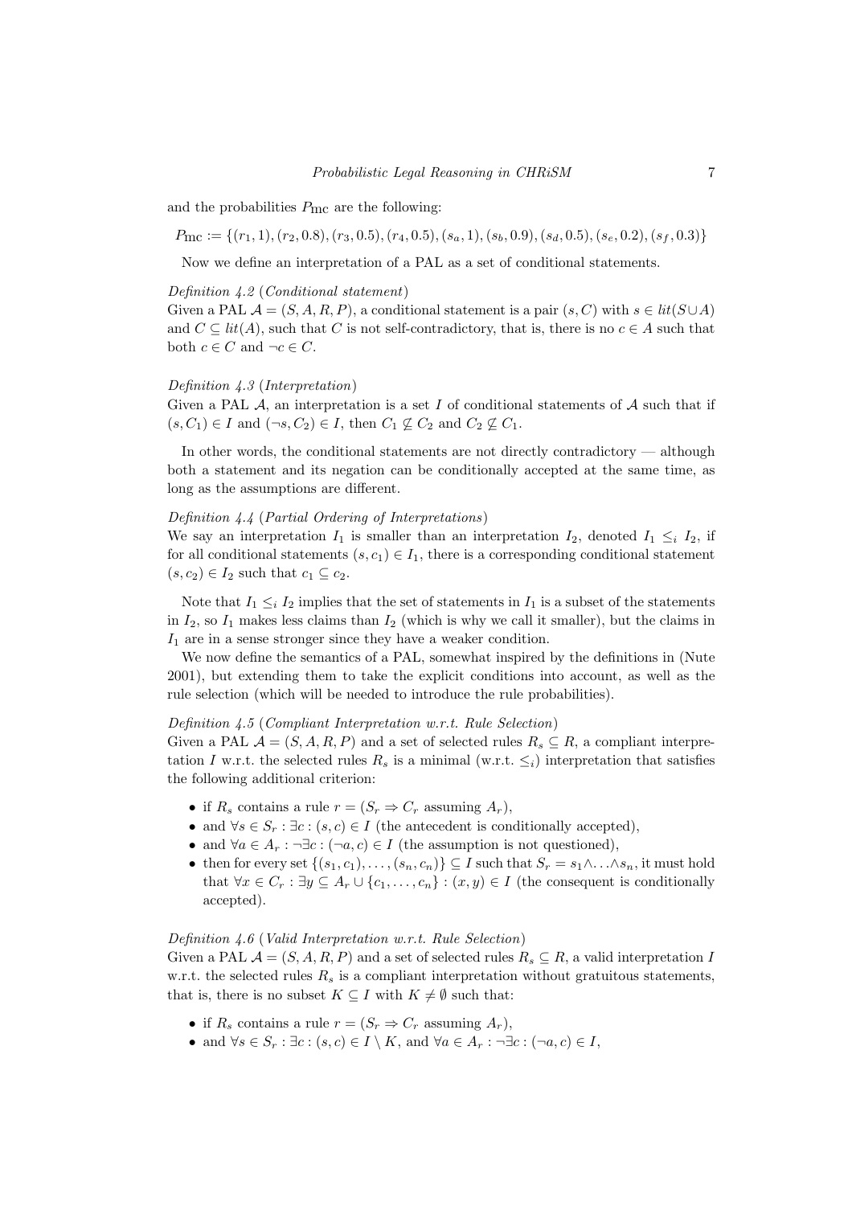and the probabilities $P_{\mathrm{mc}}$ are the following:

$$P_{\mathrm{mc}} := \{(r_1, 1), (r_2, 0.8), (r_3, 0.5), (r_4, 0.5), (s_a, 1), (s_b, 0.9), (s_d, 0.5), (s_e, 0.2), (s_f, 0.3)\}$$

Now we define an interpretation of a PAL as a set of conditional statements.

*Definition 4.2* (*Conditional statement*)
Given a PAL $\mathcal{A} = (S, A, R, P)$, a conditional statement is a pair $(s, C)$ with $s \in lit(S \cup A)$ and $C \subseteq lit(A)$, such that $C$ is not self-contradictory, that is, there is no $c \in A$ such that both $c \in C$ and $\neg c \in C$.

*Definition 4.3* (*Interpretation*)
Given a PAL $\mathcal{A}$, an interpretation is a set $I$ of conditional statements of $\mathcal{A}$ such that if $(s, C_1) \in I$ and $(\neg s, C_2) \in I$, then $C_1 \not\subseteq C_2$ and $C_2 \not\subseteq C_1$.

In other words, the conditional statements are not directly contradictory — although both a statement and its negation can be conditionally accepted at the same time, as long as the assumptions are different.

*Definition 4.4* (*Partial Ordering of Interpretations*)
We say an interpretation $I_1$ is smaller than an interpretation $I_2$, denoted $I_1 \leq_i I_2$, if for all conditional statements $(s, c_1) \in I_1$, there is a corresponding conditional statement $(s, c_2) \in I_2$ such that $c_1 \subseteq c_2$.

Note that $I_1 \leq_i I_2$ implies that the set of statements in $I_1$ is a subset of the statements in $I_2$, so $I_1$ makes less claims than $I_2$ (which is why we call it smaller), but the claims in $I_1$ are in a sense stronger since they have a weaker condition.

We now define the semantics of a PAL, somewhat inspired by the definitions in (Nute 2001), but extending them to take the explicit conditions into account, as well as the rule selection (which will be needed to introduce the rule probabilities).

*Definition 4.5* (*Compliant Interpretation w.r.t. Rule Selection*)
Given a PAL $\mathcal{A} = (S, A, R, P)$ and a set of selected rules $R_s \subseteq R$, a compliant interpretation $I$ w.r.t. the selected rules $R_s$ is a minimal (w.r.t. $\leq_i$) interpretation that satisfies the following additional criterion:

- if $R_s$ contains a rule $r = (S_r \Rightarrow C_r \text{ assuming } A_r)$,
- and $\forall s \in S_r : \exists c : (s, c) \in I$ (the antecedent is conditionally accepted),
- and $\forall a \in A_r : \neg\exists c : (\neg a, c) \in I$ (the assumption is not questioned),
- then for every set $\{(s_1, c_1), \ldots, (s_n, c_n)\} \subseteq I$ such that $S_r = s_1 \wedge \ldots \wedge s_n$, it must hold that $\forall x \in C_r : \exists y \subseteq A_r \cup \{c_1, \ldots, c_n\} : (x, y) \in I$ (the consequent is conditionally accepted).

*Definition 4.6* (*Valid Interpretation w.r.t. Rule Selection*)
Given a PAL $\mathcal{A} = (S, A, R, P)$ and a set of selected rules $R_s \subseteq R$, a valid interpretation $I$ w.r.t. the selected rules $R_s$ is a compliant interpretation without gratuitous statements, that is, there is no subset $K \subseteq I$ with $K \neq \emptyset$ such that:

- if $R_s$ contains a rule $r = (S_r \Rightarrow C_r \text{ assuming } A_r)$,
- and $\forall s \in S_r : \exists c : (s, c) \in I \setminus K$, and $\forall a \in A_r : \neg\exists c : (\neg a, c) \in I$,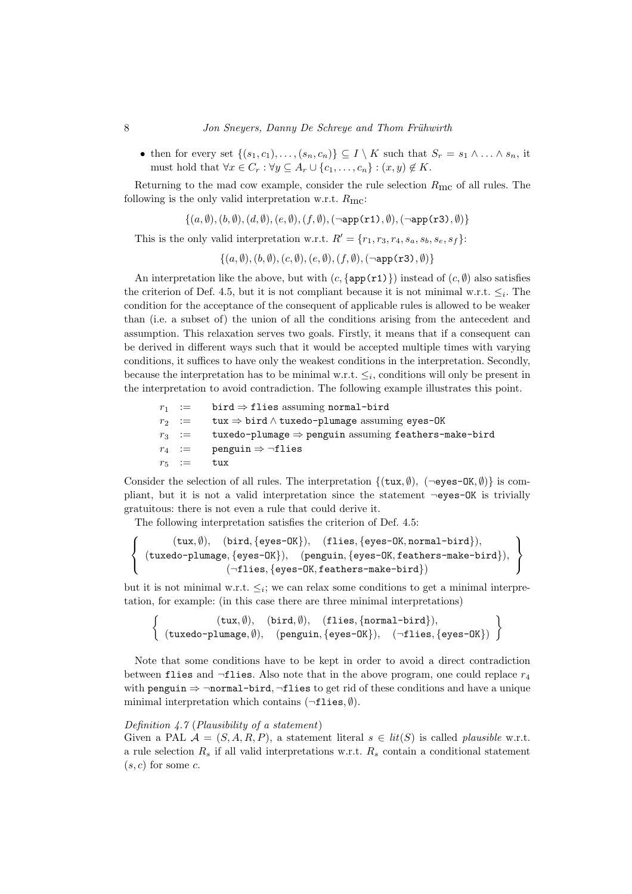- then for every set $\{(s_1, c_1), \ldots, (s_n, c_n)\} \subseteq I \setminus K$ such that $S_r = s_1 \wedge \ldots \wedge s_n$, it must hold that $\forall x \in C_r : \forall y \subseteq A_r \cup \{c_1, \ldots, c_n\} : (x, y) \notin K$.

Returning to the mad cow example, consider the rule selection $R_{\mathrm{mc}}$ of all rules. The following is the only valid interpretation w.r.t. $R_{\mathrm{mc}}$:

$$\{(a,\emptyset),(b,\emptyset),(d,\emptyset),(e,\emptyset),(f,\emptyset),(\neg\texttt{app(r1)},\emptyset),(\neg\texttt{app(r3)},\emptyset)\}$$

This is the only valid interpretation w.r.t. $R' = \{r_1, r_3, r_4, s_a, s_b, s_e, s_f\}$:

$$\{(a,\emptyset),(b,\emptyset),(c,\emptyset),(e,\emptyset),(f,\emptyset),(\neg\texttt{app(r3)},\emptyset)\}$$

An interpretation like the above, but with $(c, \{\texttt{app(r1)}\})$ instead of $(c, \emptyset)$ also satisfies the criterion of Def. 4.5, but it is not compliant because it is not minimal w.r.t. $\leq_i$. The condition for the acceptance of the consequent of applicable rules is allowed to be weaker than (i.e. a subset of) the union of all the conditions arising from the antecedent and assumption. This relaxation serves two goals. Firstly, it means that if a consequent can be derived in different ways such that it would be accepted multiple times with varying conditions, it suffices to have only the weakest conditions in the interpretation. Secondly, because the interpretation has to be minimal w.r.t. $\leq_i$, conditions will only be present in the interpretation to avoid contradiction. The following example illustrates this point.

$r_1 := $ `bird` $\Rightarrow$ `flies` assuming `normal-bird`
$r_2 := $ `tux` $\Rightarrow$ `bird` $\wedge$ `tuxedo-plumage` assuming `eyes-OK`
$r_3 := $ `tuxedo-plumage` $\Rightarrow$ `penguin` assuming `feathers-make-bird`
$r_4 := $ `penguin` $\Rightarrow \neg$`flies`
$r_5 := $ `tux`

Consider the selection of all rules. The interpretation $\{(\texttt{tux}, \emptyset),\ (\neg\texttt{eyes-OK}, \emptyset)\}$ is compliant, but it is not a valid interpretation since the statement $\neg$`eyes-OK` is trivially gratuitous: there is not even a rule that could derive it.

The following interpretation satisfies the criterion of Def. 4.5:

$$\left\{\begin{array}{c}(\texttt{tux},\emptyset),\quad (\texttt{bird},\{\texttt{eyes-OK}\}),\quad (\texttt{flies},\{\texttt{eyes-OK},\texttt{normal-bird}\}),\\ (\texttt{tuxedo-plumage},\{\texttt{eyes-OK}\}),\quad (\texttt{penguin},\{\texttt{eyes-OK},\texttt{feathers-make-bird}\}),\\ (\neg\texttt{flies},\{\texttt{eyes-OK},\texttt{feathers-make-bird}\})\end{array}\right\}$$

but it is not minimal w.r.t. $\leq_i$; we can relax some conditions to get a minimal interpretation, for example: (in this case there are three minimal interpretations)

$$\left\{\begin{array}{c}(\texttt{tux},\emptyset),\quad (\texttt{bird},\emptyset),\quad (\texttt{flies},\{\texttt{normal-bird}\}),\\ (\texttt{tuxedo-plumage},\emptyset),\quad (\texttt{penguin},\{\texttt{eyes-OK}\}),\quad (\neg\texttt{flies},\{\texttt{eyes-OK}\})\end{array}\right\}$$

Note that some conditions have to be kept in order to avoid a direct contradiction between `flies` and $\neg$`flies`. Also note that in the above program, one could replace $r_4$ with `penguin` $\Rightarrow \neg$`normal-bird`, $\neg$`flies` to get rid of these conditions and have a unique minimal interpretation which contains $(\neg\texttt{flies}, \emptyset)$.

*Definition 4.7 (Plausibility of a statement)*
Given a PAL $\mathcal{A} = (S, A, R, P)$, a statement literal $s \in lit(S)$ is called *plausible* w.r.t. a rule selection $R_s$ if all valid interpretations w.r.t. $R_s$ contain a conditional statement $(s, c)$ for some $c$.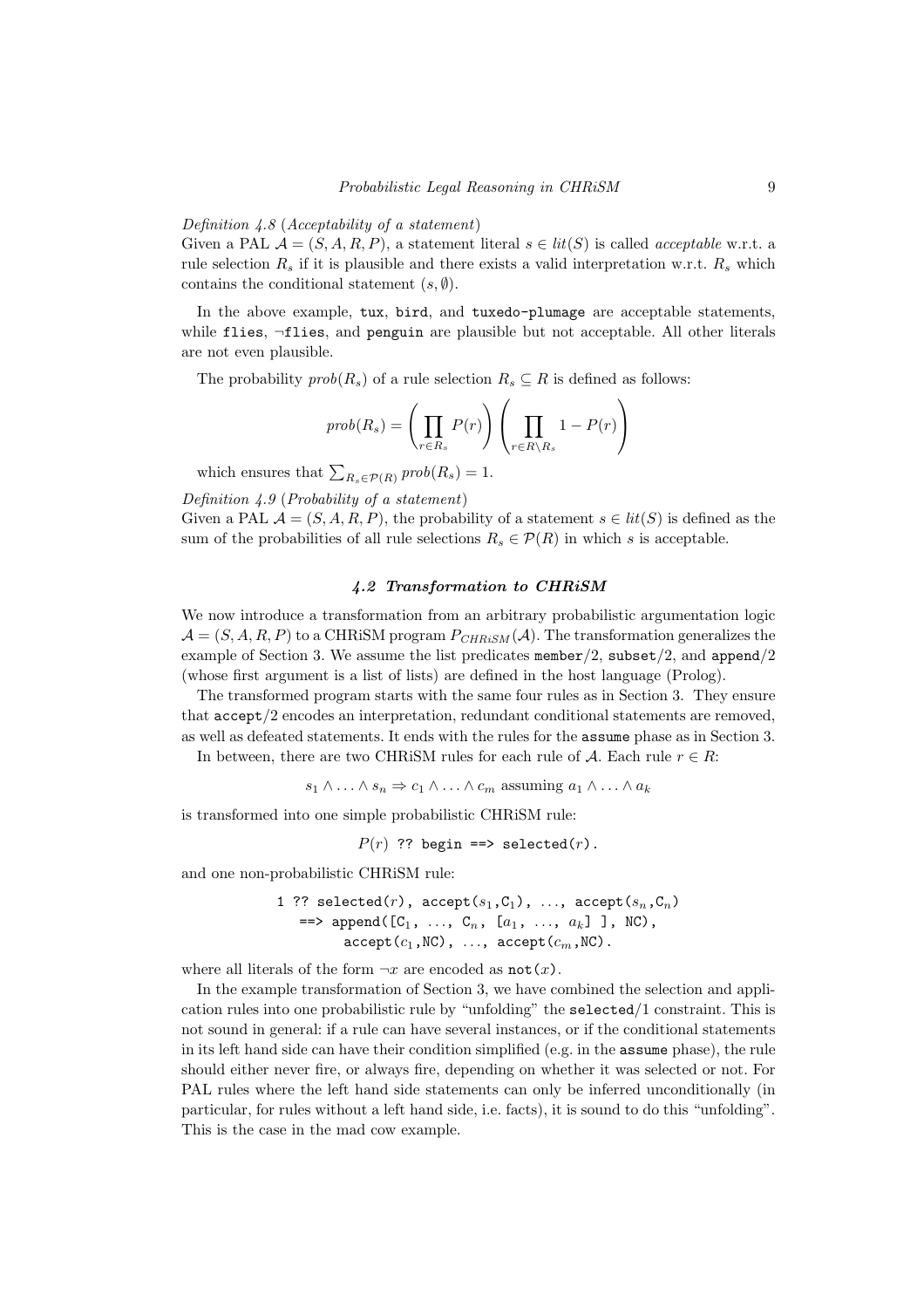*Definition 4.8* (*Acceptability of a statement*)
Given a PAL $\mathcal{A} = (S, A, R, P)$, a statement literal $s \in lit(S)$ is called *acceptable* w.r.t. a rule selection $R_s$ if it is plausible and there exists a valid interpretation w.r.t. $R_s$ which contains the conditional statement $(s, \emptyset)$.

In the above example, `tux`, `bird`, and `tuxedo-plumage` are acceptable statements, while `flies`, ¬`flies`, and `penguin` are plausible but not acceptable. All other literals are not even plausible.

The probability $prob(R_s)$ of a rule selection $R_s \subseteq R$ is defined as follows:

$$prob(R_s) = \left( \prod_{r \in R_s} P(r) \right) \left( \prod_{r \in R \setminus R_s} 1 - P(r) \right)$$

which ensures that $\sum_{R_s \in \mathcal{P}(R)} prob(R_s) = 1$.

*Definition 4.9* (*Probability of a statement*)
Given a PAL $\mathcal{A} = (S, A, R, P)$, the probability of a statement $s \in lit(S)$ is defined as the sum of the probabilities of all rule selections $R_s \in \mathcal{P}(R)$ in which $s$ is acceptable.

### *4.2 Transformation to CHRiSM*

We now introduce a transformation from an arbitrary probabilistic argumentation logic $\mathcal{A} = (S, A, R, P)$ to a CHRiSM program $P_{CHRiSM}(\mathcal{A})$. The transformation generalizes the example of Section 3. We assume the list predicates `member/2`, `subset/2`, and `append/2` (whose first argument is a list of lists) are defined in the host language (Prolog).

The transformed program starts with the same four rules as in Section 3. They ensure that `accept/2` encodes an interpretation, redundant conditional statements are removed, as well as defeated statements. It ends with the rules for the `assume` phase as in Section 3.

In between, there are two CHRiSM rules for each rule of $\mathcal{A}$. Each rule $r \in R$:

$$s_1 \wedge \ldots \wedge s_n \Rightarrow c_1 \wedge \ldots \wedge c_m \text{ assuming } a_1 \wedge \ldots \wedge a_k$$

is transformed into one simple probabilistic CHRiSM rule:

```
P(r) ?? begin ==> selected(r).
```

and one non-probabilistic CHRiSM rule:

```
1 ?? selected(r), accept(s1,C1), ..., accept(sn,Cn)
   ==> append([C1, ..., Cn, [a1, ..., ak] ], NC),
        accept(c1,NC), ..., accept(cm,NC).
```

where all literals of the form $\neg x$ are encoded as `not`($x$).

In the example transformation of Section 3, we have combined the selection and application rules into one probabilistic rule by "unfolding" the `selected/1` constraint. This is not sound in general: if a rule can have several instances, or if the conditional statements in its left hand side can have their condition simplified (e.g. in the `assume` phase), the rule should either never fire, or always fire, depending on whether it was selected or not. For PAL rules where the left hand side statements can only be inferred unconditionally (in particular, for rules without a left hand side, i.e. facts), it is sound to do this "unfolding". This is the case in the mad cow example.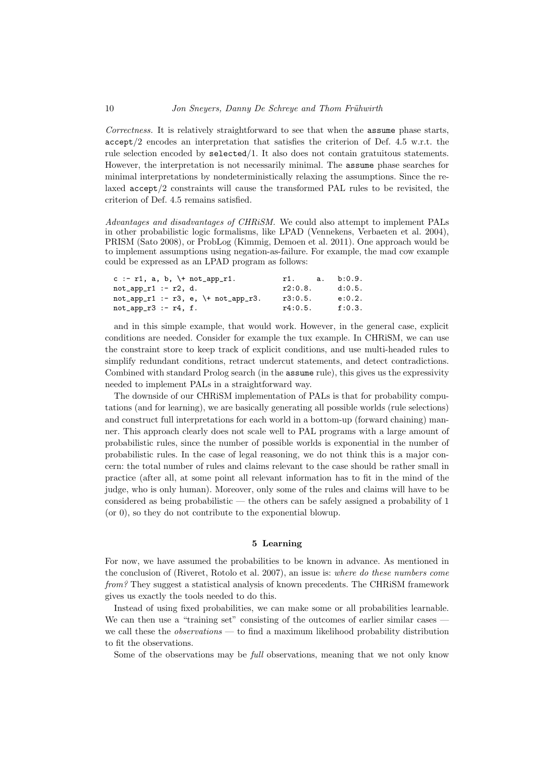*Correctness.* It is relatively straightforward to see that when the assume phase starts, accept/2 encodes an interpretation that satisfies the criterion of Def. 4.5 w.r.t. the rule selection encoded by selected/1. It also does not contain gratuitous statements. However, the interpretation is not necessarily minimal. The assume phase searches for minimal interpretations by nondeterministically relaxing the assumptions. Since the relaxed accept/2 constraints will cause the transformed PAL rules to be revisited, the criterion of Def. 4.5 remains satisfied.

*Advantages and disadvantages of CHRiSM.* We could also attempt to implement PALs in other probabilistic logic formalisms, like LPAD (Vennekens, Verbaeten et al. 2004), PRISM (Sato 2008), or ProbLog (Kimmig, Demoen et al. 2011). One approach would be to implement assumptions using negation-as-failure. For example, the mad cow example could be expressed as an LPAD program as follows:

```
c :- r1, a, b, \+ not_app_r1.          r1.     a.   b:0.9.
not_app_r1 :- r2, d.                   r2:0.8.      d:0.5.
not_app_r1 :- r3, e, \+ not_app_r3.    r3:0.5.      e:0.2.
not_app_r3 :- r4, f.                   r4:0.5.      f:0.3.
```

and in this simple example, that would work. However, in the general case, explicit conditions are needed. Consider for example the tux example. In CHRiSM, we can use the constraint store to keep track of explicit conditions, and use multi-headed rules to simplify redundant conditions, retract undercut statements, and detect contradictions. Combined with standard Prolog search (in the assume rule), this gives us the expressivity needed to implement PALs in a straightforward way.

The downside of our CHRiSM implementation of PALs is that for probability computations (and for learning), we are basically generating all possible worlds (rule selections) and construct full interpretations for each world in a bottom-up (forward chaining) manner. This approach clearly does not scale well to PAL programs with a large amount of probabilistic rules, since the number of possible worlds is exponential in the number of probabilistic rules. In the case of legal reasoning, we do not think this is a major concern: the total number of rules and claims relevant to the case should be rather small in practice (after all, at some point all relevant information has to fit in the mind of the judge, who is only human). Moreover, only some of the rules and claims will have to be considered as being probabilistic — the others can be safely assigned a probability of 1 (or 0), so they do not contribute to the exponential blowup.

## 5 Learning

For now, we have assumed the probabilities to be known in advance. As mentioned in the conclusion of (Riveret, Rotolo et al. 2007), an issue is: *where do these numbers come from?* They suggest a statistical analysis of known precedents. The CHRiSM framework gives us exactly the tools needed to do this.

Instead of using fixed probabilities, we can make some or all probabilities learnable. We can then use a "training set" consisting of the outcomes of earlier similar cases — we call these the *observations* — to find a maximum likelihood probability distribution to fit the observations.

Some of the observations may be *full* observations, meaning that we not only know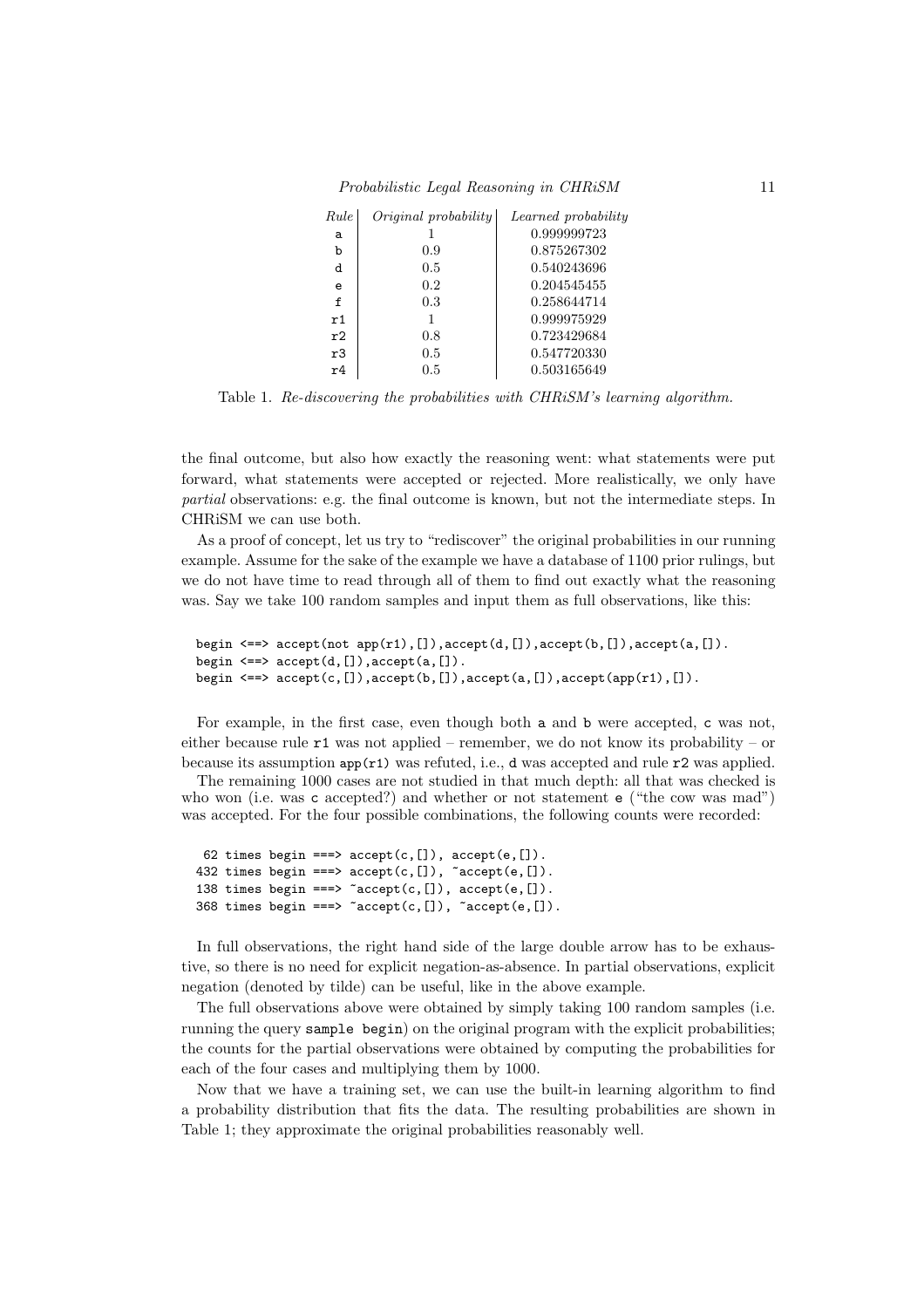| *Rule* | *Original probability* | *Learned probability* |
|---|---|---|
| a | 1 | 0.999999723 |
| b | 0.9 | 0.875267302 |
| d | 0.5 | 0.540243696 |
| e | 0.2 | 0.204545455 |
| f | 0.3 | 0.258644714 |
| r1 | 1 | 0.999975929 |
| r2 | 0.8 | 0.723429684 |
| r3 | 0.5 | 0.547720330 |
| r4 | 0.5 | 0.503165649 |

Table 1. *Re-discovering the probabilities with CHRiSM's learning algorithm.*

the final outcome, but also how exactly the reasoning went: what statements were put forward, what statements were accepted or rejected. More realistically, we only have *partial* observations: e.g. the final outcome is known, but not the intermediate steps. In CHRiSM we can use both.

As a proof of concept, let us try to "rediscover" the original probabilities in our running example. Assume for the sake of the example we have a database of 1100 prior rulings, but we do not have time to read through all of them to find out exactly what the reasoning was. Say we take 100 random samples and input them as full observations, like this:

```
begin <==> accept(not app(r1),[]),accept(d,[]),accept(b,[]),accept(a,[]).
begin <==> accept(d,[]),accept(a,[]).
begin <==> accept(c,[]),accept(b,[]),accept(a,[]),accept(app(r1),[]).
```

For example, in the first case, even though both a and b were accepted, c was not, either because rule r1 was not applied – remember, we do not know its probability – or because its assumption app(r1) was refuted, i.e., d was accepted and rule r2 was applied.

The remaining 1000 cases are not studied in that much depth: all that was checked is who won (i.e. was c accepted?) and whether or not statement e ("the cow was mad") was accepted. For the four possible combinations, the following counts were recorded:

```
 62 times begin ===> accept(c,[]), accept(e,[]).
432 times begin ===> accept(c,[]), ~accept(e,[]).
138 times begin ===> ~accept(c,[]), accept(e,[]).
368 times begin ===> ~accept(c,[]), ~accept(e,[]).
```

In full observations, the right hand side of the large double arrow has to be exhaustive, so there is no need for explicit negation-as-absence. In partial observations, explicit negation (denoted by tilde) can be useful, like in the above example.

The full observations above were obtained by simply taking 100 random samples (i.e. running the query `sample begin`) on the original program with the explicit probabilities; the counts for the partial observations were obtained by computing the probabilities for each of the four cases and multiplying them by 1000.

Now that we have a training set, we can use the built-in learning algorithm to find a probability distribution that fits the data. The resulting probabilities are shown in Table 1; they approximate the original probabilities reasonably well.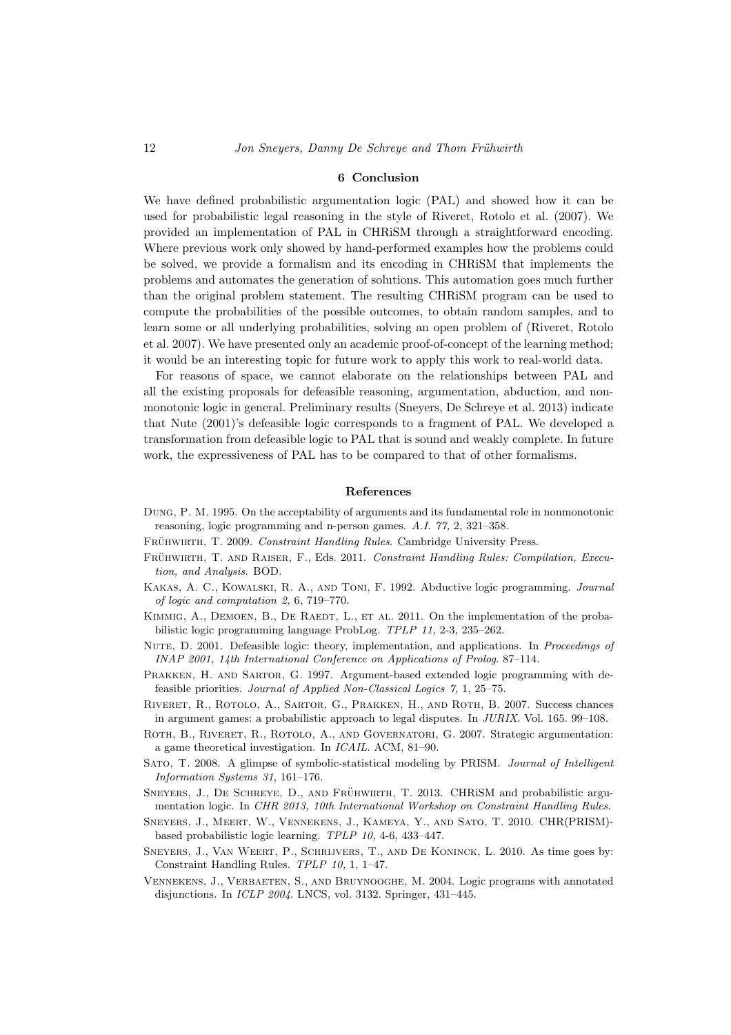## 6 Conclusion

We have defined probabilistic argumentation logic (PAL) and showed how it can be used for probabilistic legal reasoning in the style of Riveret, Rotolo et al. (2007). We provided an implementation of PAL in CHRiSM through a straightforward encoding. Where previous work only showed by hand-performed examples how the problems could be solved, we provide a formalism and its encoding in CHRiSM that implements the problems and automates the generation of solutions. This automation goes much further than the original problem statement. The resulting CHRiSM program can be used to compute the probabilities of the possible outcomes, to obtain random samples, and to learn some or all underlying probabilities, solving an open problem of (Riveret, Rotolo et al. 2007). We have presented only an academic proof-of-concept of the learning method; it would be an interesting topic for future work to apply this work to real-world data.

For reasons of space, we cannot elaborate on the relationships between PAL and all the existing proposals for defeasible reasoning, argumentation, abduction, and non-monotonic logic in general. Preliminary results (Sneyers, De Schreye et al. 2013) indicate that Nute (2001)'s defeasible logic corresponds to a fragment of PAL. We developed a transformation from defeasible logic to PAL that is sound and weakly complete. In future work, the expressiveness of PAL has to be compared to that of other formalisms.

## References

Dung, P. M. 1995. On the acceptability of arguments and its fundamental role in nonmonotonic reasoning, logic programming and n-person games. *A.I. 77,* 2, 321–358.

Frühwirth, T. 2009. *Constraint Handling Rules*. Cambridge University Press.

Frühwirth, T. and Raiser, F., Eds. 2011. *Constraint Handling Rules: Compilation, Execution, and Analysis*. BOD.

Kakas, A. C., Kowalski, R. A., and Toni, F. 1992. Abductive logic programming. *Journal of logic and computation 2,* 6, 719–770.

Kimmig, A., Demoen, B., De Raedt, L., et al. 2011. On the implementation of the probabilistic logic programming language ProbLog. *TPLP 11,* 2-3, 235–262.

Nute, D. 2001. Defeasible logic: theory, implementation, and applications. In *Proceedings of INAP 2001, 14th International Conference on Applications of Prolog*. 87–114.

Prakken, H. and Sartor, G. 1997. Argument-based extended logic programming with defeasible priorities. *Journal of Applied Non-Classical Logics 7,* 1, 25–75.

Riveret, R., Rotolo, A., Sartor, G., Prakken, H., and Roth, B. 2007. Success chances in argument games: a probabilistic approach to legal disputes. In *JURIX*. Vol. 165. 99–108.

Roth, B., Riveret, R., Rotolo, A., and Governatori, G. 2007. Strategic argumentation: a game theoretical investigation. In *ICAIL*. ACM, 81–90.

Sato, T. 2008. A glimpse of symbolic-statistical modeling by PRISM. *Journal of Intelligent Information Systems 31*, 161–176.

Sneyers, J., De Schreye, D., and Frühwirth, T. 2013. CHRiSM and probabilistic argumentation logic. In *CHR 2013, 10th International Workshop on Constraint Handling Rules*.

Sneyers, J., Meert, W., Vennekens, J., Kameya, Y., and Sato, T. 2010. CHR(PRISM)-based probabilistic logic learning. *TPLP 10,* 4-6, 433–447.

Sneyers, J., Van Weert, P., Schrijvers, T., and De Koninck, L. 2010. As time goes by: Constraint Handling Rules. *TPLP 10,* 1, 1–47.

Vennekens, J., Verbaeten, S., and Bruynooghe, M. 2004. Logic programs with annotated disjunctions. In *ICLP 2004*. LNCS, vol. 3132. Springer, 431–445.